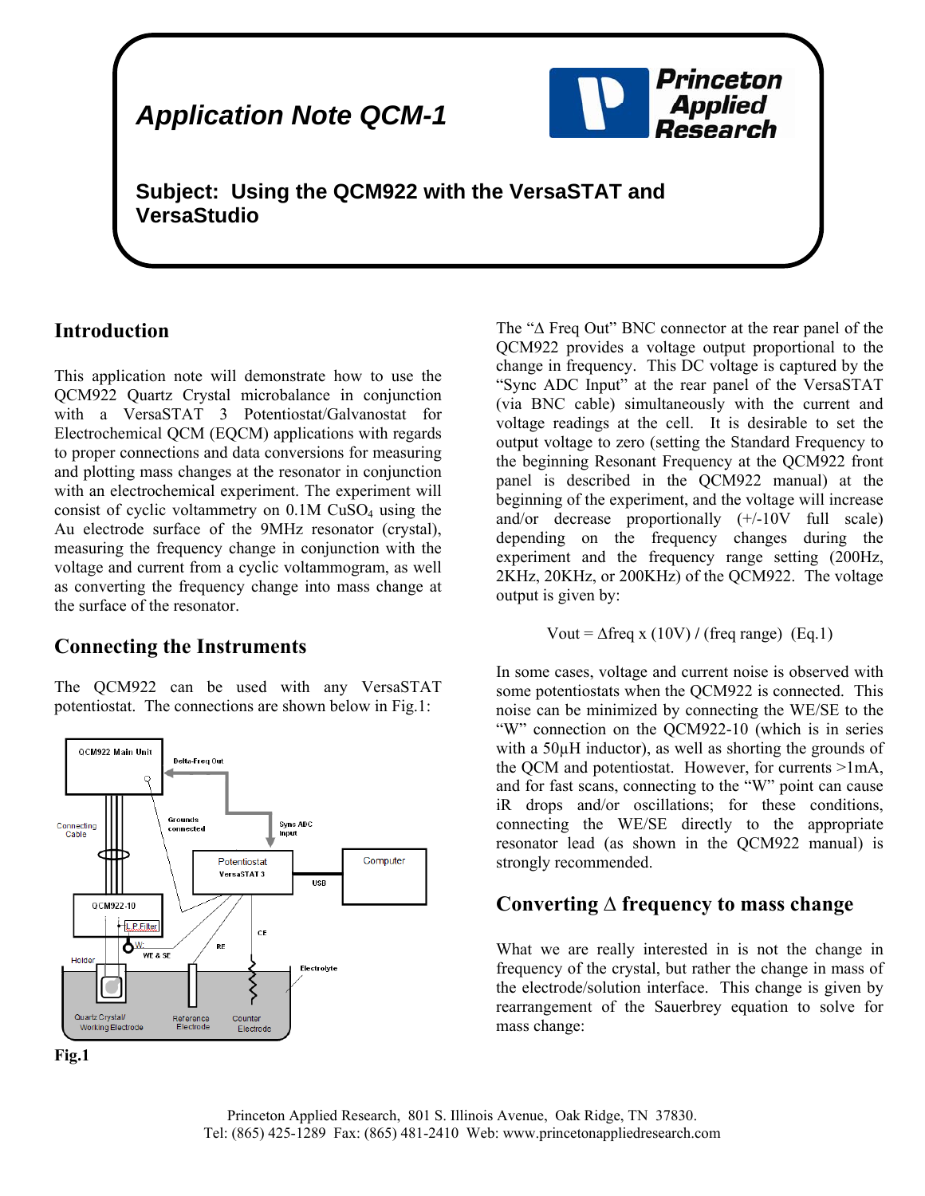# Application Note QCM-1

**Subject: Using the QCM922 with the VersaSTAT and VersaStudio**

## Introduction

This application note will demonstrate how to use the QCM922 Quartz Crystal microbalance in conjunction with a VersaSTAT 3 Potentiostat/Galvanostat for Electrochemical QCM (EQCM) applications with regards to proper connections and data conversions for measuring and plotting mass changes at the resonator in conjunction with an electrochemical experiment. The experiment will consist of cyclic voltammetry on 0.1M $CuSO_4$ using the Au electrode surface of the 9MHz resonator (crystal), measuring the frequency change in conjunction with the voltage and current from a cyclic voltammogram, as well as converting the frequency change into mass change at the surface of the resonator.

## Connecting the Instruments

The QCM922 can be used with any VersaSTAT potentiostat. The connections are shown below in Fig.1:

**Fig.1**

The "Δ Freq Out" BNC connector at the rear panel of the QCM922 provides a voltage output proportional to the change in frequency. This DC voltage is captured by the "Sync ADC Input" at the rear panel of the VersaSTAT (via BNC cable) simultaneously with the current and voltage readings at the cell. It is desirable to set the output voltage to zero (setting the Standard Frequency to the beginning Resonant Frequency at the QCM922 front panel is described in the QCM922 manual) at the beginning of the experiment, and the voltage will increase and/or decrease proportionally (+/-10V full scale) depending on the frequency changes during the experiment and the frequency range setting (200Hz, 2KHz, 20KHz, or 200KHz) of the QCM922. The voltage output is given by:

$$\text{Vout} = \Delta\text{freq} \times (10\text{V}) \,/\, (\text{freq range}) \quad \text{(Eq.1)}$$

In some cases, voltage and current noise is observed with some potentiostats when the QCM922 is connected. This noise can be minimized by connecting the WE/SE to the "W" connection on the QCM922-10 (which is in series with a 50µH inductor), as well as shorting the grounds of the QCM and potentiostat. However, for currents >1mA, and for fast scans, connecting to the "W" point can cause iR drops and/or oscillations; for these conditions, connecting the WE/SE directly to the appropriate resonator lead (as shown in the QCM922 manual) is strongly recommended.

## Converting Δ frequency to mass change

What we are really interested in is not the change in frequency of the crystal, but rather the change in mass of the electrode/solution interface. This change is given by rearrangement of the Sauerbrey equation to solve for mass change: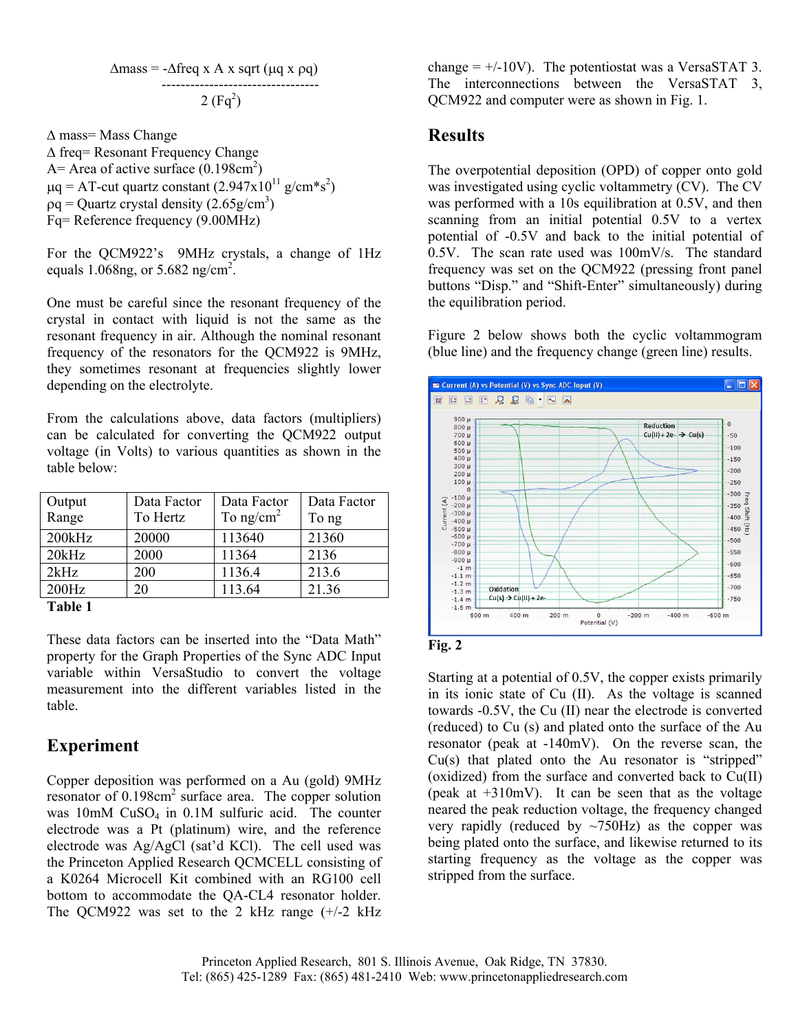$$\Delta mass = \frac{-\Delta freq \times A \times \sqrt{\mu q \times \rho q}}{2 (Fq^2)}$$

$\Delta$ mass= Mass Change
$\Delta$ freq= Resonant Frequency Change
A= Area of active surface ($0.198 cm^2$)
$\mu q$ = AT-cut quartz constant ($2.947 \times 10^{11}$ $g/cm*s^2$)
$\rho q$ = Quartz crystal density ($2.65 g/cm^3$)
Fq= Reference frequency (9.00MHz)

For the QCM922's 9MHz crystals, a change of 1Hz equals 1.068ng, or 5.682 $ng/cm^2$.

One must be careful since the resonant frequency of the crystal in contact with liquid is not the same as the resonant frequency in air. Although the nominal resonant frequency of the resonators for the QCM922 is 9MHz, they sometimes resonant at frequencies slightly lower depending on the electrolyte.

From the calculations above, data factors (multipliers) can be calculated for converting the QCM922 output voltage (in Volts) to various quantities as shown in the table below:

| Output Range | Data Factor To Hertz | Data Factor To $ng/cm^2$ | Data Factor To ng |
|---|---|---|---|
| 200kHz | 20000 | 113640 | 21360 |
| 20kHz | 2000 | 11364 | 2136 |
| 2kHz | 200 | 1136.4 | 213.6 |
| 200Hz | 20 | 113.64 | 21.36 |

**Table 1**

These data factors can be inserted into the "Data Math" property for the Graph Properties of the Sync ADC Input variable within VersaStudio to convert the voltage measurement into the different variables listed in the table.

## Experiment

Copper deposition was performed on a Au (gold) 9MHz resonator of $0.198 cm^2$ surface area. The copper solution was 10mM $CuSO_4$ in 0.1M sulfuric acid. The counter electrode was a Pt (platinum) wire, and the reference electrode was Ag/AgCl (sat'd KCl). The cell used was the Princeton Applied Research QCMCELL consisting of a K0264 Microcell Kit combined with an RG100 cell bottom to accommodate the QA-CL4 resonator holder. The QCM922 was set to the 2 kHz range (+/-2 kHz change = +/-10V). The potentiostat was a VersaSTAT 3. The interconnections between the VersaSTAT 3, QCM922 and computer were as shown in Fig. 1.

## Results

The overpotential deposition (OPD) of copper onto gold was investigated using cyclic voltammetry (CV). The CV was performed with a 10s equilibration at 0.5V, and then scanning from an initial potential 0.5V to a vertex potential of -0.5V and back to the initial potential of 0.5V. The scan rate used was 100mV/s. The standard frequency was set on the QCM922 (pressing front panel buttons "Disp." and "Shift-Enter" simultaneously) during the equilibration period.

Figure 2 below shows both the cyclic voltammogram (blue line) and the frequency change (green line) results.

**Fig. 2**

Starting at a potential of 0.5V, the copper exists primarily in its ionic state of Cu (II). As the voltage is scanned towards -0.5V, the Cu (II) near the electrode is converted (reduced) to Cu (s) and plated onto the surface of the Au resonator (peak at -140mV). On the reverse scan, the Cu(s) that plated onto the Au resonator is "stripped" (oxidized) from the surface and converted back to Cu(II) (peak at +310mV). It can be seen that as the voltage neared the peak reduction voltage, the frequency changed very rapidly (reduced by ~750Hz) as the copper was being plated onto the surface, and likewise returned to its starting frequency as the voltage as the copper was stripped from the surface.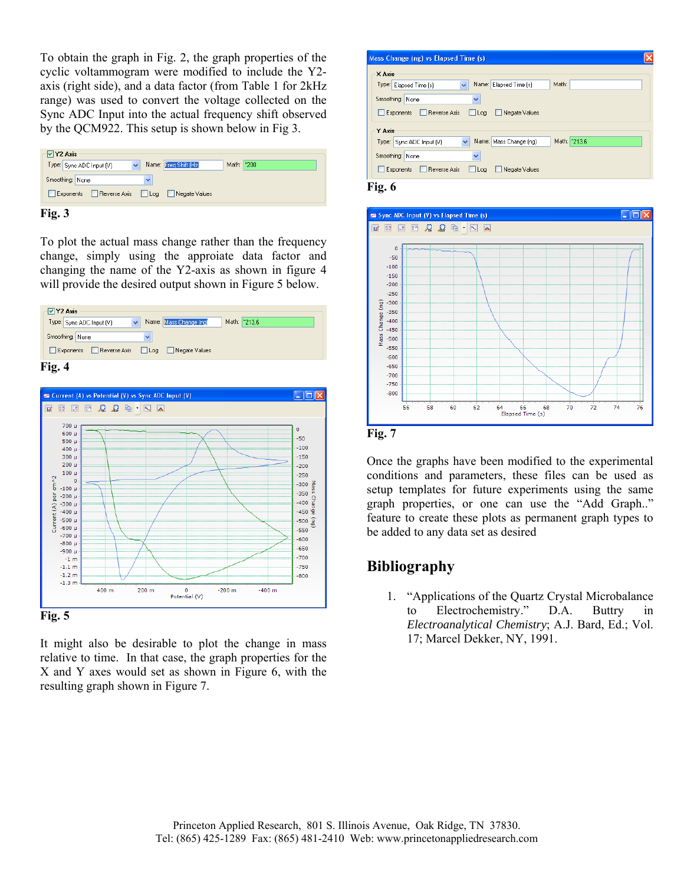To obtain the graph in Fig. 2, the graph properties of the cyclic voltammogram were modified to include the Y2-axis (right side), and a data factor (from Table 1 for 2kHz range) was used to convert the voltage collected on the Sync ADC Input into the actual frequency shift observed by the QCM922. This setup is shown below in Fig 3.

Y2 Axis
Type: Sync ADC Input (V)
Name: Freq Shift (Hz)
Math: *200
Smoothing: None
Exponents
Reverse Axis
Log
Negate Values

**Fig. 3**

To plot the actual mass change rather than the frequency change, simply using the approiate data factor and changing the name of the Y2-axis as shown in figure 4 will provide the desired output shown in Figure 5 below.

Y2 Axis
Type: Sync ADC Input (V)
Name: Mass Change (ng)
Math: *213.6
Smoothing: None
Exponents
Reverse Axis
Log
Negate Values

**Fig. 4**

Current (A) vs Potential (V) vs Sync ADC Input (V)
700 µ
600 µ
500 µ
400 µ
300 µ
200 µ
100 µ
0
-100 µ
-200 µ
-300 µ
-400 µ
-500 µ
-600 µ
-700 µ
-800 µ
-900 µ
-1 m
-1.1 m
-1.2 m
-1.3 m
Current (A) per cm^2
0
-50
-100
-150
-200
-250
-300
-350
-400
-450
-500
-550
-600
-650
-700
-750
-800
Mass Change (ng)
400 m
200 m
0
-200 m
-400 m
Potential (V)

**Fig. 5**

It might also be desirable to plot the change in mass relative to time. In that case, the graph properties for the X and Y axes would set as shown in Figure 6, with the resulting graph shown in Figure 7.

Mass Change (ng) vs Elapsed Time (s)
X Axis
Type: Elapsed Time (s)
Name: Elapsed Time (s)
Math:
Smoothing: None
Exponents
Reverse Axis
Log
Negate Values
Y Axis
Type: Sync ADC Input (V)
Name: Mass Change (ng)
Math: *213.6
Smoothing: None
Exponents
Reverse Axis
Log
Negate Values

**Fig. 6**

Sync ADC Input (V) vs Elapsed Time (s)
0
-50
-100
-150
-200
-250
-300
-350
-400
-450
-500
-550
-600
-650
-700
-750
-800
Mass Change (ng)
56
58
60
62
64
66
68
70
72
74
76
Elapsed Time (s)

**Fig. 7**

Once the graphs have been modified to the experimental conditions and parameters, these files can be used as setup templates for future experiments using the same graph properties, or one can use the "Add Graph.." feature to create these plots as permanent graph types to be added to any data set as desired

# Bibliography

1. "Applications of the Quartz Crystal Microbalance to Electrochemistry." D.A. Buttry in *Electroanalytical Chemistry*; A.J. Bard, Ed.; Vol. 17; Marcel Dekker, NY, 1991.

Princeton Applied Research, 801 S. Illinois Avenue, Oak Ridge, TN 37830.
Tel: (865) 425-1289 Fax: (865) 481-2410 Web: www.princetonappliedresearch.com